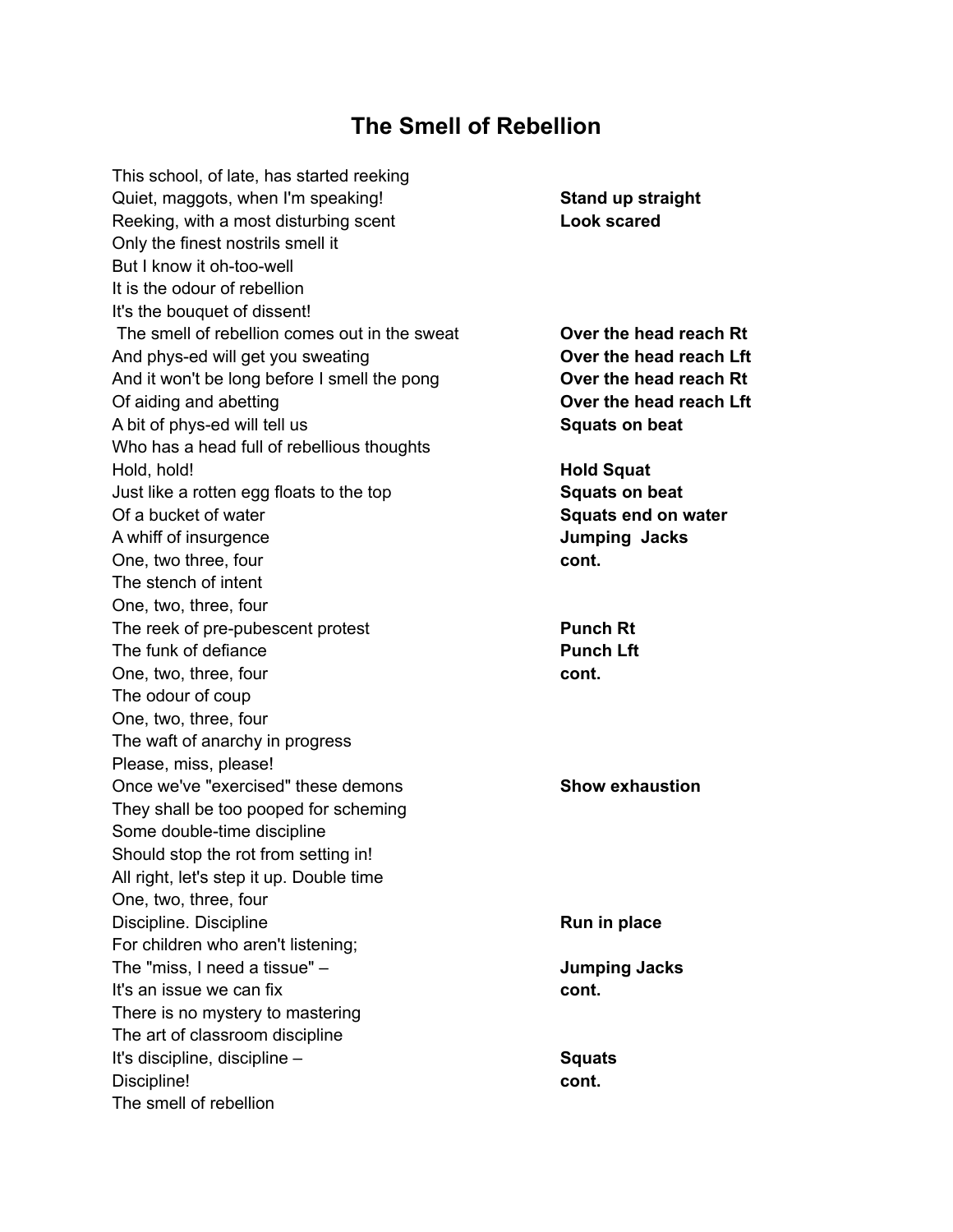# The Smell of Rebellion

| | |
|---|---|
| This school, of late, has started reeking | |
| Quiet, maggots, when I'm speaking! | **Stand up straight** |
| Reeking, with a most disturbing scent | **Look scared** |
| Only the finest nostrils smell it | |
| But I know it oh-too-well | |
| It is the odour of rebellion | |
| It's the bouquet of dissent! | |
| The smell of rebellion comes out in the sweat | **Over the head reach Rt** |
| And phys-ed will get you sweating | **Over the head reach Lft** |
| And it won't be long before I smell the pong | **Over the head reach Rt** |
| Of aiding and abetting | **Over the head reach Lft** |
| A bit of phys-ed will tell us | **Squats on beat** |
| Who has a head full of rebellious thoughts | |
| Hold, hold! | **Hold Squat** |
| Just like a rotten egg floats to the top | **Squats on beat** |
| Of a bucket of water | **Squats end on water** |
| A whiff of insurgence | **Jumping Jacks** |
| One, two three, four | **cont.** |
| The stench of intent | |
| One, two, three, four | |
| The reek of pre-pubescent protest | **Punch Rt** |
| The funk of defiance | **Punch Lft** |
| One, two, three, four | **cont.** |
| The odour of coup | |
| One, two, three, four | |
| The waft of anarchy in progress | |
| Please, miss, please! | |
| Once we've "exercised" these demons | **Show exhaustion** |
| They shall be too pooped for scheming | |
| Some double-time discipline | |
| Should stop the rot from setting in! | |
| All right, let's step it up. Double time | |
| One, two, three, four | |
| Discipline. Discipline | **Run in place** |
| For children who aren't listening; | |
| The "miss, I need a tissue" – | **Jumping Jacks** |
| It's an issue we can fix | **cont.** |
| There is no mystery to mastering | |
| The art of classroom discipline | |
| It's discipline, discipline – | **Squats** |
| Discipline! | **cont.** |
| The smell of rebellion | |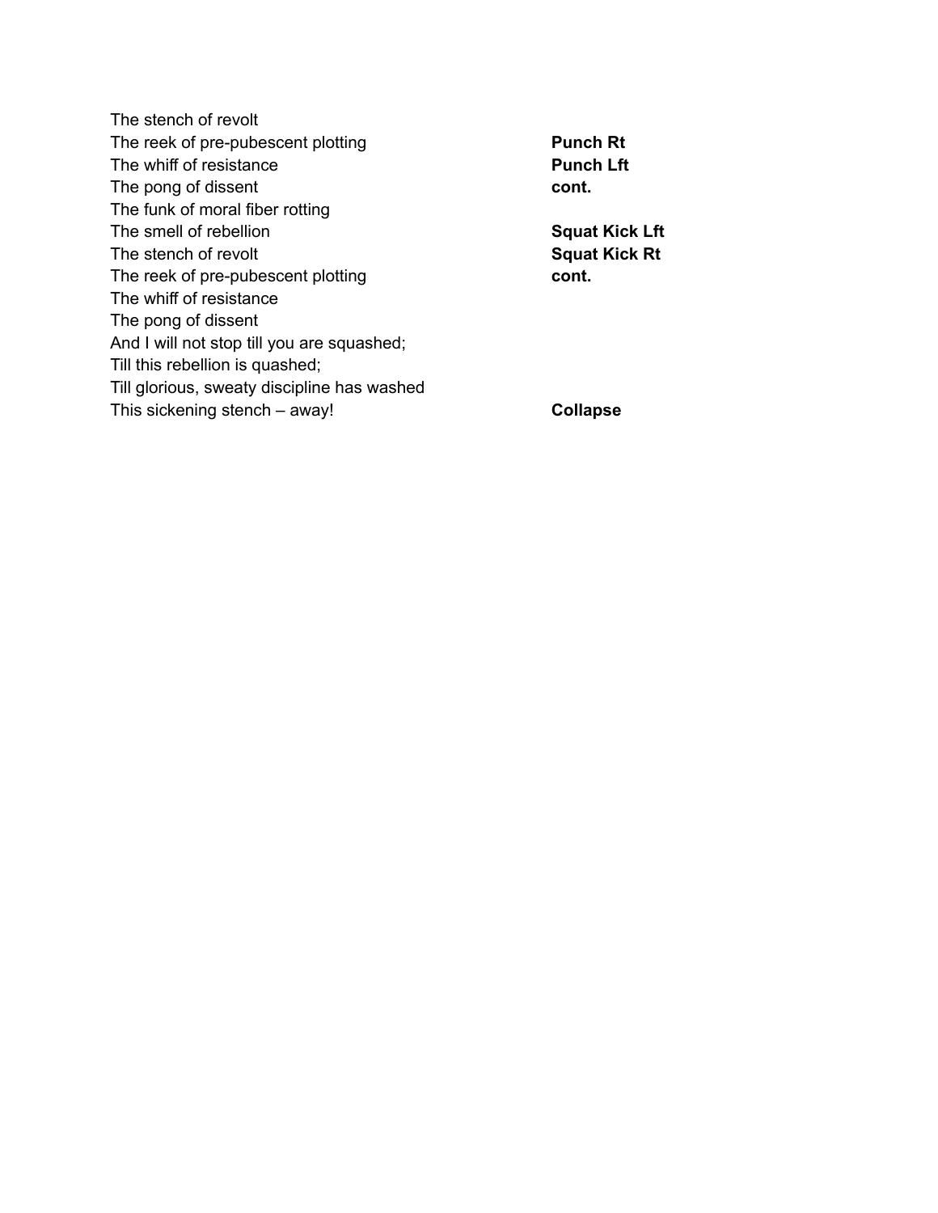| | |
|---|---|
| The stench of revolt | |
| The reek of pre-pubescent plotting | **Punch Rt** |
| The whiff of resistance | **Punch Lft** |
| The pong of dissent | **cont.** |
| The funk of moral fiber rotting | |
| The smell of rebellion | **Squat Kick Lft** |
| The stench of revolt | **Squat Kick Rt** |
| The reek of pre-pubescent plotting | **cont.** |
| The whiff of resistance | |
| The pong of dissent | |
| And I will not stop till you are squashed; | |
| Till this rebellion is quashed; | |
| Till glorious, sweaty discipline has washed | |
| This sickening stench – away! | **Collapse** |